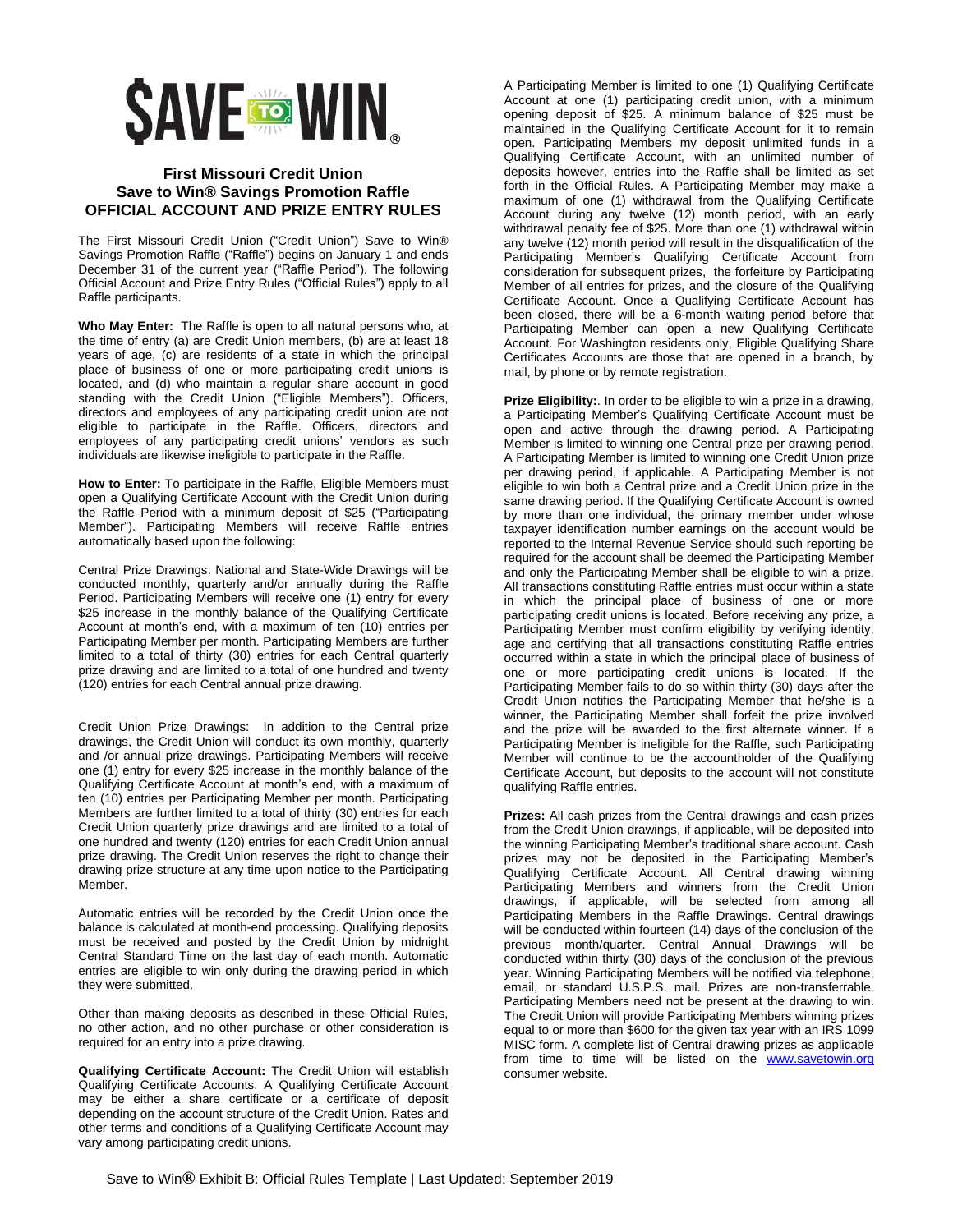# $AVE TO WIN®

## First Missouri Credit Union
## Save to Win® Savings Promotion Raffle
## OFFICIAL ACCOUNT AND PRIZE ENTRY RULES

The First Missouri Credit Union ("Credit Union") Save to Win® Savings Promotion Raffle ("Raffle") begins on January 1 and ends December 31 of the current year ("Raffle Period"). The following Official Account and Prize Entry Rules ("Official Rules") apply to all Raffle participants.

**Who May Enter:** The Raffle is open to all natural persons who, at the time of entry (a) are Credit Union members, (b) are at least 18 years of age, (c) are residents of a state in which the principal place of business of one or more participating credit unions is located, and (d) who maintain a regular share account in good standing with the Credit Union ("Eligible Members"). Officers, directors and employees of any participating credit union are not eligible to participate in the Raffle. Officers, directors and employees of any participating credit unions' vendors as such individuals are likewise ineligible to participate in the Raffle.

**How to Enter:** To participate in the Raffle, Eligible Members must open a Qualifying Certificate Account with the Credit Union during the Raffle Period with a minimum deposit of $25 ("Participating Member"). Participating Members will receive Raffle entries automatically based upon the following:

Central Prize Drawings: National and State-Wide Drawings will be conducted monthly, quarterly and/or annually during the Raffle Period. Participating Members will receive one (1) entry for every $25 increase in the monthly balance of the Qualifying Certificate Account at month's end, with a maximum of ten (10) entries per Participating Member per month. Participating Members are further limited to a total of thirty (30) entries for each Central quarterly prize drawing and are limited to a total of one hundred and twenty (120) entries for each Central annual prize drawing.

Credit Union Prize Drawings: In addition to the Central prize drawings, the Credit Union will conduct its own monthly, quarterly and /or annual prize drawings. Participating Members will receive one (1) entry for every $25 increase in the monthly balance of the Qualifying Certificate Account at month's end, with a maximum of ten (10) entries per Participating Member per month. Participating Members are further limited to a total of thirty (30) entries for each Credit Union quarterly prize drawings and are limited to a total of one hundred and twenty (120) entries for each Credit Union annual prize drawing. The Credit Union reserves the right to change their drawing prize structure at any time upon notice to the Participating Member.

Automatic entries will be recorded by the Credit Union once the balance is calculated at month-end processing. Qualifying deposits must be received and posted by the Credit Union by midnight Central Standard Time on the last day of each month. Automatic entries are eligible to win only during the drawing period in which they were submitted.

Other than making deposits as described in these Official Rules, no other action, and no other purchase or other consideration is required for an entry into a prize drawing.

**Qualifying Certificate Account:** The Credit Union will establish Qualifying Certificate Accounts. A Qualifying Certificate Account may be either a share certificate or a certificate of deposit depending on the account structure of the Credit Union. Rates and other terms and conditions of a Qualifying Certificate Account may vary among participating credit unions.

A Participating Member is limited to one (1) Qualifying Certificate Account at one (1) participating credit union, with a minimum opening deposit of $25. A minimum balance of $25 must be maintained in the Qualifying Certificate Account for it to remain open. Participating Members my deposit unlimited funds in a Qualifying Certificate Account, with an unlimited number of deposits however, entries into the Raffle shall be limited as set forth in the Official Rules. A Participating Member may make a maximum of one (1) withdrawal from the Qualifying Certificate Account during any twelve (12) month period, with an early withdrawal penalty fee of $25. More than one (1) withdrawal within any twelve (12) month period will result in the disqualification of the Participating Member's Qualifying Certificate Account from consideration for subsequent prizes, the forfeiture by Participating Member of all entries for prizes, and the closure of the Qualifying Certificate Account. Once a Qualifying Certificate Account has been closed, there will be a 6-month waiting period before that Participating Member can open a new Qualifying Certificate Account. For Washington residents only, Eligible Qualifying Share Certificates Accounts are those that are opened in a branch, by mail, by phone or by remote registration.

**Prize Eligibility:**. In order to be eligible to win a prize in a drawing, a Participating Member's Qualifying Certificate Account must be open and active through the drawing period. A Participating Member is limited to winning one Central prize per drawing period. A Participating Member is limited to winning one Credit Union prize per drawing period, if applicable. A Participating Member is not eligible to win both a Central prize and a Credit Union prize in the same drawing period. If the Qualifying Certificate Account is owned by more than one individual, the primary member under whose taxpayer identification number earnings on the account would be reported to the Internal Revenue Service should such reporting be required for the account shall be deemed the Participating Member and only the Participating Member shall be eligible to win a prize. All transactions constituting Raffle entries must occur within a state in which the principal place of business of one or more participating credit unions is located. Before receiving any prize, a Participating Member must confirm eligibility by verifying identity, age and certifying that all transactions constituting Raffle entries occurred within a state in which the principal place of business of one or more participating credit unions is located. If the Participating Member fails to do so within thirty (30) days after the Credit Union notifies the Participating Member that he/she is a winner, the Participating Member shall forfeit the prize involved and the prize will be awarded to the first alternate winner. If a Participating Member is ineligible for the Raffle, such Participating Member will continue to be the accountholder of the Qualifying Certificate Account, but deposits to the account will not constitute qualifying Raffle entries.

**Prizes:** All cash prizes from the Central drawings and cash prizes from the Credit Union drawings, if applicable, will be deposited into the winning Participating Member's traditional share account. Cash prizes may not be deposited in the Participating Member's Qualifying Certificate Account. All Central drawing winning Participating Members and winners from the Credit Union drawings, if applicable, will be selected from among all Participating Members in the Raffle Drawings. Central drawings will be conducted within fourteen (14) days of the conclusion of the previous month/quarter. Central Annual Drawings will be conducted within thirty (30) days of the conclusion of the previous year. Winning Participating Members will be notified via telephone, email, or standard U.S.P.S. mail. Prizes are non-transferrable. Participating Members need not be present at the drawing to win. The Credit Union will provide Participating Members winning prizes equal to or more than $600 for the given tax year with an IRS 1099 MISC form. A complete list of Central drawing prizes as applicable from time to time will be listed on the www.savetowin.org consumer website.

Save to Win® Exhibit B: Official Rules Template | Last Updated: September 2019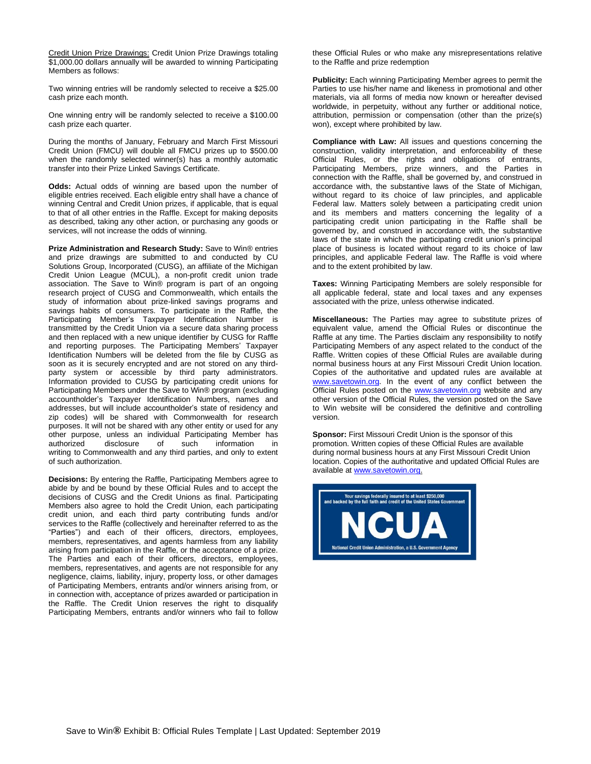Credit Union Prize Drawings: Credit Union Prize Drawings totaling $1,000.00 dollars annually will be awarded to winning Participating Members as follows:

Two winning entries will be randomly selected to receive a $25.00 cash prize each month.

One winning entry will be randomly selected to receive a $100.00 cash prize each quarter.

During the months of January, February and March First Missouri Credit Union (FMCU) will double all FMCU prizes up to $500.00 when the randomly selected winner(s) has a monthly automatic transfer into their Prize Linked Savings Certificate.

**Odds:** Actual odds of winning are based upon the number of eligible entries received. Each eligible entry shall have a chance of winning Central and Credit Union prizes, if applicable, that is equal to that of all other entries in the Raffle. Except for making deposits as described, taking any other action, or purchasing any goods or services, will not increase the odds of winning.

**Prize Administration and Research Study:** Save to Win® entries and prize drawings are submitted to and conducted by CU Solutions Group, Incorporated (CUSG), an affiliate of the Michigan Credit Union League (MCUL), a non-profit credit union trade association. The Save to Win® program is part of an ongoing research project of CUSG and Commonwealth, which entails the study of information about prize-linked savings programs and savings habits of consumers. To participate in the Raffle, the Participating Member's Taxpayer Identification Number is transmitted by the Credit Union via a secure data sharing process and then replaced with a new unique identifier by CUSG for Raffle and reporting purposes. The Participating Members' Taxpayer Identification Numbers will be deleted from the file by CUSG as soon as it is securely encrypted and are not stored on any third-party system or accessible by third party administrators. Information provided to CUSG by participating credit unions for Participating Members under the Save to Win® program (excluding accountholder's Taxpayer Identification Numbers, names and addresses, but will include accountholder's state of residency and zip codes) will be shared with Commonwealth for research purposes. It will not be shared with any other entity or used for any other purpose, unless an individual Participating Member has authorized disclosure of such information in writing to Commonwealth and any third parties, and only to extent of such authorization.

**Decisions:** By entering the Raffle, Participating Members agree to abide by and be bound by these Official Rules and to accept the decisions of CUSG and the Credit Unions as final. Participating Members also agree to hold the Credit Union, each participating credit union, and each third party contributing funds and/or services to the Raffle (collectively and hereinafter referred to as the "Parties") and each of their officers, directors, employees, members, representatives, and agents harmless from any liability arising from participation in the Raffle, or the acceptance of a prize. The Parties and each of their officers, directors, employees, members, representatives, and agents are not responsible for any negligence, claims, liability, injury, property loss, or other damages of Participating Members, entrants and/or winners arising from, or in connection with, acceptance of prizes awarded or participation in the Raffle. The Credit Union reserves the right to disqualify Participating Members, entrants and/or winners who fail to follow these Official Rules or who make any misrepresentations relative to the Raffle and prize redemption

**Publicity:** Each winning Participating Member agrees to permit the Parties to use his/her name and likeness in promotional and other materials, via all forms of media now known or hereafter devised worldwide, in perpetuity, without any further or additional notice, attribution, permission or compensation (other than the prize(s) won), except where prohibited by law.

**Compliance with Law:** All issues and questions concerning the construction, validity interpretation, and enforceability of these Official Rules, or the rights and obligations of entrants, Participating Members, prize winners, and the Parties in connection with the Raffle, shall be governed by, and construed in accordance with, the substantive laws of the State of Michigan, without regard to its choice of law principles, and applicable Federal law. Matters solely between a participating credit union and its members and matters concerning the legality of a participating credit union participating in the Raffle shall be governed by, and construed in accordance with, the substantive laws of the state in which the participating credit union's principal place of business is located without regard to its choice of law principles, and applicable Federal law. The Raffle is void where and to the extent prohibited by law.

**Taxes:** Winning Participating Members are solely responsible for all applicable federal, state and local taxes and any expenses associated with the prize, unless otherwise indicated.

**Miscellaneous:** The Parties may agree to substitute prizes of equivalent value, amend the Official Rules or discontinue the Raffle at any time. The Parties disclaim any responsibility to notify Participating Members of any aspect related to the conduct of the Raffle. Written copies of these Official Rules are available during normal business hours at any First Missouri Credit Union location. Copies of the authoritative and updated rules are available at www.savetowin.org. In the event of any conflict between the Official Rules posted on the www.savetowin.org website and any other version of the Official Rules, the version posted on the Save to Win website will be considered the definitive and controlling version.

**Sponsor:** First Missouri Credit Union is the sponsor of this promotion. Written copies of these Official Rules are available during normal business hours at any First Missouri Credit Union location. Copies of the authoritative and updated Official Rules are available at www.savetowin.org.

Your savings federally insured to at least $250,000
and backed by the full faith and credit of the United States Government
NCUA
National Credit Union Administration, a U.S. Government Agency